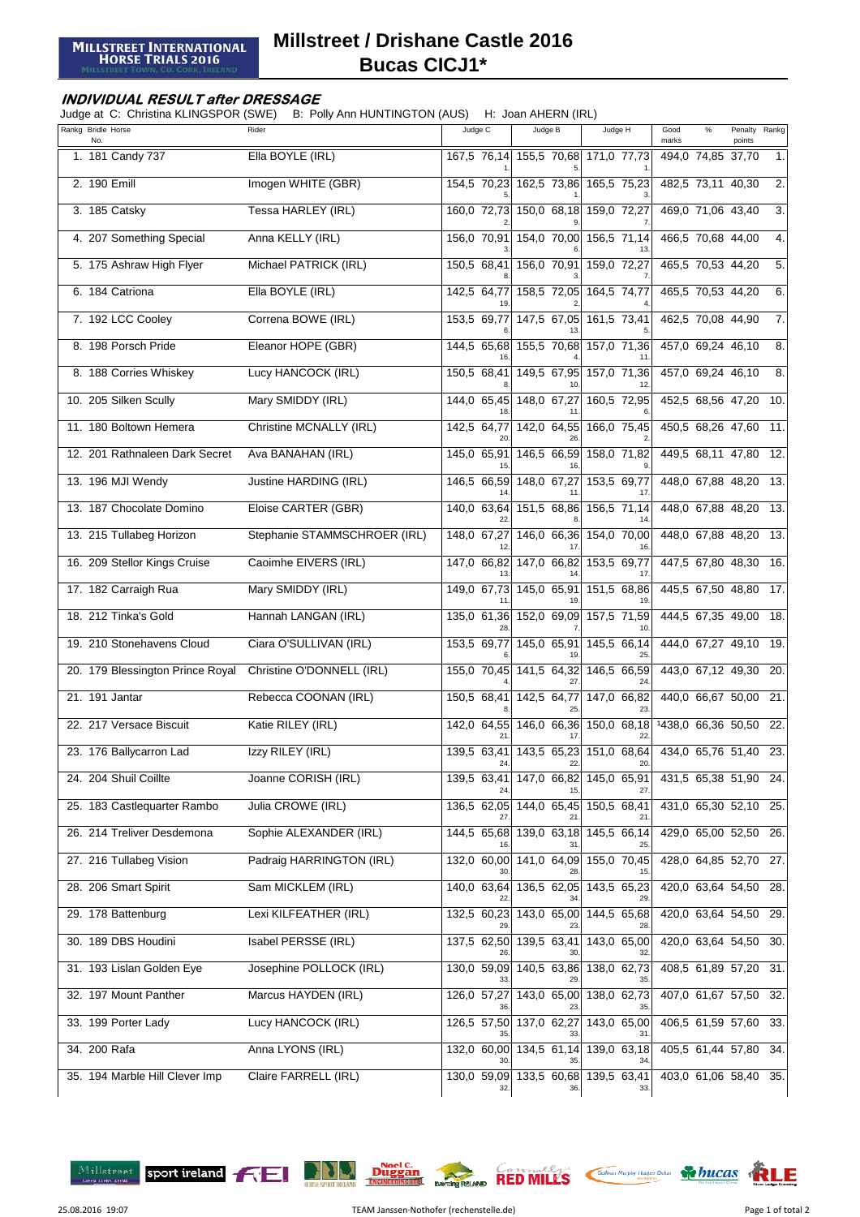# Millstreet / Drishane Castle 2016
## Bucas CICJ1*

### *INDIVIDUAL RESULT after DRESSAGE*

Judge at C: Christina KLINGSPOR (SWE) B: Polly Ann HUNTINGTON (AUS) H: Joan AHERN (IRL)

| Rankg | Bridle No. | Horse | Rider | Judge C | | | Judge B | | | Judge H | | | Good marks | % | Penalty points | Rankg |
|---|---|---|---|---|---|---|---|---|---|---|---|---|---|---|---|---|
| 1. | 181 | Candy 737 | Ella BOYLE (IRL) | 167,5 | 76,14 | 1. | 155,5 | 70,68 | 5. | 171,0 | 77,73 | 1. | 494,0 | 74,85 | 37,70 | 1. |
| 2. | 190 | Emill | Imogen WHITE (GBR) | 154,5 | 70,23 | 5. | 162,5 | 73,86 | 1. | 165,5 | 75,23 | 3. | 482,5 | 73,11 | 40,30 | 2. |
| 3. | 185 | Catsky | Tessa HARLEY (IRL) | 160,0 | 72,73 | 2. | 150,0 | 68,18 | 9. | 159,0 | 72,27 | 7. | 469,0 | 71,06 | 43,40 | 3. |
| 4. | 207 | Something Special | Anna KELLY (IRL) | 156,0 | 70,91 | 3. | 154,0 | 70,00 | 6. | 156,5 | 71,14 | 13. | 466,5 | 70,68 | 44,00 | 4. |
| 5. | 175 | Ashraw High Flyer | Michael PATRICK (IRL) | 150,5 | 68,41 | 8. | 156,0 | 70,91 | 3. | 159,0 | 72,27 | 7. | 465,5 | 70,53 | 44,20 | 5. |
| 6. | 184 | Catriona | Ella BOYLE (IRL) | 142,5 | 64,77 | 19. | 158,5 | 72,05 | 2. | 164,5 | 74,77 | 4. | 465,5 | 70,53 | 44,20 | 6. |
| 7. | 192 | LCC Cooley | Correna BOWE (IRL) | 153,5 | 69,77 | 6. | 147,5 | 67,05 | 13. | 161,5 | 73,41 | 5. | 462,5 | 70,08 | 44,90 | 7. |
| 8. | 198 | Porsch Pride | Eleanor HOPE (GBR) | 144,5 | 65,68 | 16. | 155,5 | 70,68 | 4. | 157,0 | 71,36 | 11. | 457,0 | 69,24 | 46,10 | 8. |
| 8. | 188 | Corries Whiskey | Lucy HANCOCK (IRL) | 150,5 | 68,41 | 8. | 149,5 | 67,95 | 10. | 157,0 | 71,36 | 12. | 457,0 | 69,24 | 46,10 | 8. |
| 10. | 205 | Silken Scully | Mary SMIDDY (IRL) | 144,0 | 65,45 | 18. | 148,0 | 67,27 | 11. | 160,5 | 72,95 | 6. | 452,5 | 68,56 | 47,20 | 10. |
| 11. | 180 | Boltown Hemera | Christine MCNALLY (IRL) | 142,5 | 64,77 | 20. | 142,0 | 64,55 | 26. | 166,0 | 75,45 | 2. | 450,5 | 68,26 | 47,60 | 11. |
| 12. | 201 | Rathnaleen Dark Secret | Ava BANAHAN (IRL) | 145,0 | 65,91 | 15. | 146,5 | 66,59 | 16. | 158,0 | 71,82 | 9. | 449,5 | 68,11 | 47,80 | 12. |
| 13. | 196 | MJI Wendy | Justine HARDING (IRL) | 146,5 | 66,59 | 14. | 148,0 | 67,27 | 11. | 153,5 | 69,77 | 17. | 448,0 | 67,88 | 48,20 | 13. |
| 13. | 187 | Chocolate Domino | Eloise CARTER (GBR) | 140,0 | 63,64 | 22. | 151,5 | 68,86 | 8. | 156,5 | 71,14 | 14. | 448,0 | 67,88 | 48,20 | 13. |
| 13. | 215 | Tullabeg Horizon | Stephanie STAMMSCHROER (IRL) | 148,0 | 67,27 | 12. | 146,0 | 66,36 | 17. | 154,0 | 70,00 | 16. | 448,0 | 67,88 | 48,20 | 13. |
| 16. | 209 | Stellor Kings Cruise | Caoimhe EIVERS (IRL) | 147,0 | 66,82 | 13. | 147,0 | 66,82 | 14. | 153,5 | 69,77 | 17. | 447,5 | 67,80 | 48,30 | 16. |
| 17. | 182 | Carraigh Rua | Mary SMIDDY (IRL) | 149,0 | 67,73 | 11. | 145,0 | 65,91 | 19. | 151,5 | 68,86 | 19. | 445,5 | 67,50 | 48,80 | 17. |
| 18. | 212 | Tinka's Gold | Hannah LANGAN (IRL) | 135,0 | 61,36 | 28. | 152,0 | 69,09 | 7. | 157,5 | 71,59 | 10. | 444,5 | 67,35 | 49,00 | 18. |
| 19. | 210 | Stonehavens Cloud | Ciara O'SULLIVAN (IRL) | 153,5 | 69,77 | 6. | 145,0 | 65,91 | 19. | 145,5 | 66,14 | 25. | 444,0 | 67,27 | 49,10 | 19. |
| 20. | 179 | Blessington Prince Royal | Christine O'DONNELL (IRL) | 155,0 | 70,45 | 4. | 141,5 | 64,32 | 27. | 146,5 | 66,59 | 24. | 443,0 | 67,12 | 49,30 | 20. |
| 21. | 191 | Jantar | Rebecca COONAN (IRL) | 150,5 | 68,41 | 8. | 142,5 | 64,77 | 25. | 147,0 | 66,82 | 23. | 440,0 | 66,67 | 50,00 | 21. |
| 22. | 217 | Versace Biscuit | Katie RILEY (IRL) | 142,0 | 64,55 | 21. | 146,0 | 66,36 | 17. | 150,0 | 68,18 | 22. | 1438,0 | 66,36 | 50,50 | 22. |
| 23. | 176 | Ballycarron Lad | Izzy RILEY (IRL) | 139,5 | 63,41 | 24. | 143,5 | 65,23 | 22. | 151,0 | 68,64 | 20. | 434,0 | 65,76 | 51,40 | 23. |
| 24. | 204 | Shuil Coillte | Joanne CORISH (IRL) | 139,5 | 63,41 | 24. | 147,0 | 66,82 | 15. | 145,0 | 65,91 | 27. | 431,5 | 65,38 | 51,90 | 24. |
| 25. | 183 | Castlequarter Rambo | Julia CROWE (IRL) | 136,5 | 62,05 | 27. | 144,0 | 65,45 | 21. | 150,5 | 68,41 | 21. | 431,0 | 65,30 | 52,10 | 25. |
| 26. | 214 | Treliver Desdemona | Sophie ALEXANDER (IRL) | 144,5 | 65,68 | 16. | 139,0 | 63,18 | 31. | 145,5 | 66,14 | 25. | 429,0 | 65,00 | 52,50 | 26. |
| 27. | 216 | Tullabeg Vision | Padraig HARRINGTON (IRL) | 132,0 | 60,00 | 30. | 141,0 | 64,09 | 28. | 155,0 | 70,45 | 15. | 428,0 | 64,85 | 52,70 | 27. |
| 28. | 206 | Smart Spirit | Sam MICKLEM (IRL) | 140,0 | 63,64 | 22. | 136,5 | 62,05 | 34. | 143,5 | 65,23 | 29. | 420,0 | 63,64 | 54,50 | 28. |
| 29. | 178 | Battenburg | Lexi KILFEATHER (IRL) | 132,5 | 60,23 | 29. | 143,0 | 65,00 | 23. | 144,5 | 65,68 | 28. | 420,0 | 63,64 | 54,50 | 29. |
| 30. | 189 | DBS Houdini | Isabel PERSSE (IRL) | 137,5 | 62,50 | 26. | 139,5 | 63,41 | 30. | 143,0 | 65,00 | 32. | 420,0 | 63,64 | 54,50 | 30. |
| 31. | 193 | Lislan Golden Eye | Josephine POLLOCK (IRL) | 130,0 | 59,09 | 33. | 140,5 | 63,86 | 29. | 138,0 | 62,73 | 35. | 408,5 | 61,89 | 57,20 | 31. |
| 32. | 197 | Mount Panther | Marcus HAYDEN (IRL) | 126,0 | 57,27 | 36. | 143,0 | 65,00 | 23. | 138,0 | 62,73 | 35. | 407,0 | 61,67 | 57,50 | 32. |
| 33. | 199 | Porter Lady | Lucy HANCOCK (IRL) | 126,5 | 57,50 | 35. | 137,0 | 62,27 | 33. | 143,0 | 65,00 | 31. | 406,5 | 61,59 | 57,60 | 33. |
| 34. | 200 | Rafa | Anna LYONS (IRL) | 132,0 | 60,00 | 30. | 134,5 | 61,14 | 35. | 139,0 | 63,18 | 34. | 405,5 | 61,44 | 57,80 | 34. |
| 35. | 194 | Marble Hill Clever Imp | Claire FARRELL (IRL) | 130,0 | 59,09 | 32. | 133,5 | 60,68 | 36. | 139,5 | 63,41 | 33. | 403,0 | 61,06 | 58,40 | 35. |

25.08.2016 19:07 TEAM Janssen-Nothofer (rechenstelle.de)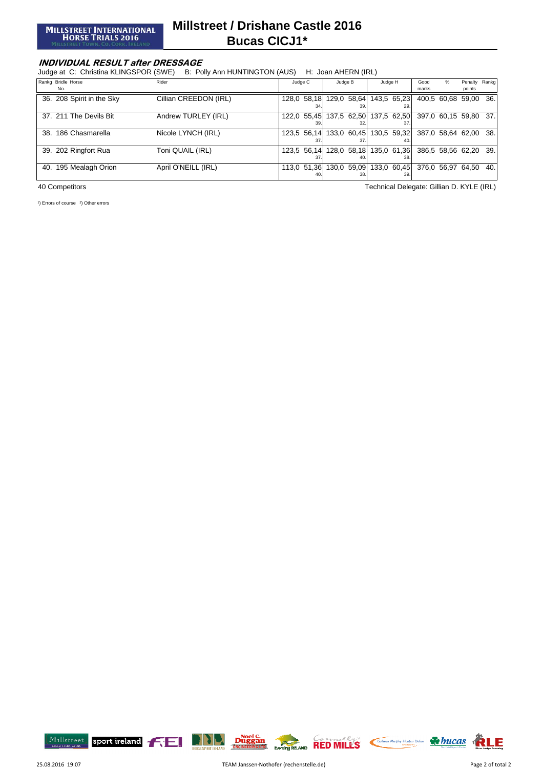# Millstreet / Drishane Castle 2016
## Bucas CICJ1*

### *INDIVIDUAL RESULT after DRESSAGE*

Judge at C: Christina KLINGSPOR (SWE) B: Polly Ann HUNTINGTON (AUS) H: Joan AHERN (IRL)

| Rankg | Bridle No. | Horse | Rider | Judge C | | Judge B | | Judge H | | Good marks | % | Penalty points | Rankg |
|---|---|---|---|---|---|---|---|---|---|---|---|---|---|
| 36. | 208 | Spirit in the Sky | Cillian CREEDON (IRL) | 128,0 | 58,18 (34.) | 129,0 | 58,64 (39.) | 143,5 | 65,23 (29.) | 400,5 | 60,68 | 59,00 | 36. |
| 37. | 211 | The Devils Bit | Andrew TURLEY (IRL) | 122,0 | 55,45 (39.) | 137,5 | 62,50 (32.) | 137,5 | 62,50 (37.) | 397,0 | 60,15 | 59,80 | 37. |
| 38. | 186 | Chasmarella | Nicole LYNCH (IRL) | 123,5 | 56,14 (37.) | 133,0 | 60,45 (37.) | 130,5 | 59,32 (40.) | 387,0 | 58,64 | 62,00 | 38. |
| 39. | 202 | Ringfort Rua | Toni QUAIL (IRL) | 123,5 | 56,14 (37.) | 128,0 | 58,18 (40.) | 135,0 | 61,36 (38.) | 386,5 | 58,56 | 62,20 | 39. |
| 40. | 195 | Mealagh Orion | April O'NEILL (IRL) | 113,0 | 51,36 (40.) | 130,0 | 59,09 (38.) | 133,0 | 60,45 (39.) | 376,0 | 56,97 | 64,50 | 40. |

40 Competitors

Technical Delegate: Gillian D. KYLE (IRL)

[1]) Errors of course [2]) Other errors

25.08.2016 19:07 TEAM Janssen-Nothofer (rechenstelle.de)